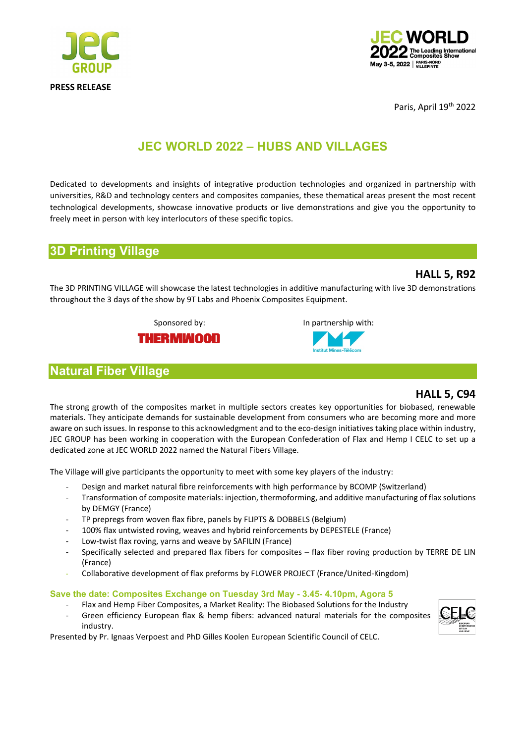**PRESS RELEASE**

Paris, April 19th 2022

# JEC WORLD 2022 – HUBS AND VILLAGES

Dedicated to developments and insights of integrative production technologies and organized in partnership with universities, R&D and technology centers and composites companies, these thematical areas present the most recent technological developments, showcase innovative products or live demonstrations and give you the opportunity to freely meet in person with key interlocutors of these specific topics.

## 3D Printing Village

**HALL 5, R92**

The 3D PRINTING VILLAGE will showcase the latest technologies in additive manufacturing with live 3D demonstrations throughout the 3 days of the show by 9T Labs and Phoenix Composites Equipment.

Sponsored by: THERMWOOD

In partnership with: Institut Mines-Télécom

## Natural Fiber Village

**HALL 5, C94**

The strong growth of the composites market in multiple sectors creates key opportunities for biobased, renewable materials. They anticipate demands for sustainable development from consumers who are becoming more and more aware on such issues. In response to this acknowledgment and to the eco-design initiatives taking place within industry, JEC GROUP has been working in cooperation with the European Confederation of Flax and Hemp I CELC to set up a dedicated zone at JEC WORLD 2022 named the Natural Fibers Village.

The Village will give participants the opportunity to meet with some key players of the industry:

- Design and market natural fibre reinforcements with high performance by BCOMP (Switzerland)
- Transformation of composite materials: injection, thermoforming, and additive manufacturing of flax solutions by DEMGY (France)
- TP prepregs from woven flax fibre, panels by FLIPTS & DOBBELS (Belgium)
- 100% flax untwisted roving, weaves and hybrid reinforcements by DEPESTELE (France)
- Low-twist flax roving, yarns and weave by SAFILIN (France)
- Specifically selected and prepared flax fibers for composites – flax fiber roving production by TERRE DE LIN (France)
- Collaborative development of flax preforms by FLOWER PROJECT (France/United-Kingdom)

**Save the date: Composites Exchange on Tuesday 3rd May - 3.45- 4.10pm, Agora 5**

- Flax and Hemp Fiber Composites, a Market Reality: The Biobased Solutions for the Industry
- Green efficiency European flax & hemp fibers: advanced natural materials for the composites industry.

Presented by Pr. Ignaas Verpoest and PhD Gilles Koolen European Scientific Council of CELC.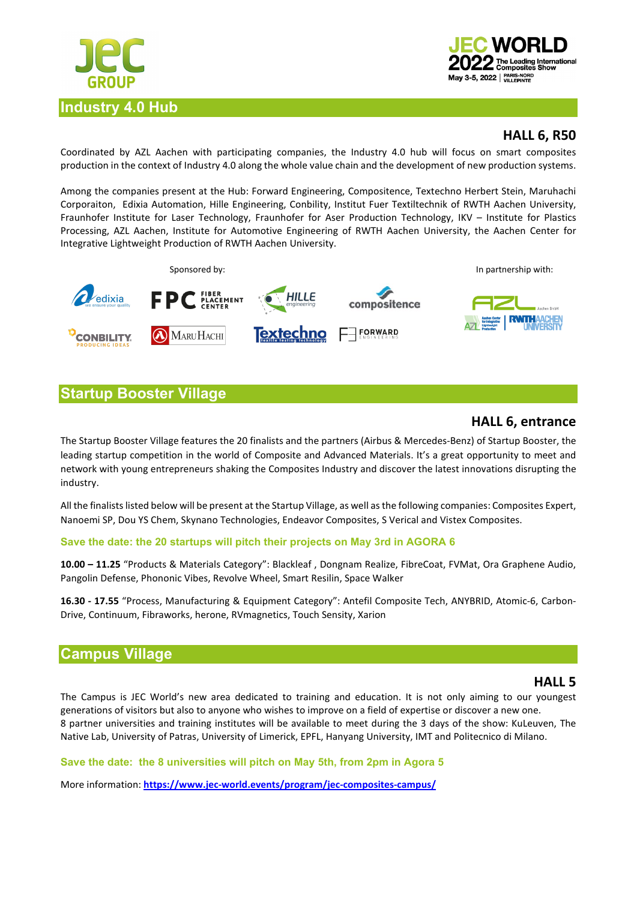## Industry 4.0 Hub

### HALL 6, R50

Coordinated by AZL Aachen with participating companies, the Industry 4.0 hub will focus on smart composites production in the context of Industry 4.0 along the whole value chain and the development of new production systems.

Among the companies present at the Hub: Forward Engineering, Compositence, Textechno Herbert Stein, Maruhachi Corporaiton, Edixia Automation, Hille Engineering, Conbility, Institut Fuer Textiltechnik of RWTH Aachen University, Fraunhofer Institute for Laser Technology, Fraunhofer for Aser Production Technology, IKV – Institute for Plastics Processing, AZL Aachen, Institute for Automotive Engineering of RWTH Aachen University, the Aachen Center for Integrative Lightweight Production of RWTH Aachen University.

Sponsored by:

In partnership with:

## Startup Booster Village

### HALL 6, entrance

The Startup Booster Village features the 20 finalists and the partners (Airbus & Mercedes-Benz) of Startup Booster, the leading startup competition in the world of Composite and Advanced Materials. It's a great opportunity to meet and network with young entrepreneurs shaking the Composites Industry and discover the latest innovations disrupting the industry.

All the finalists listed below will be present at the Startup Village, as well as the following companies: Composites Expert, Nanoemi SP, Dou YS Chem, Skynano Technologies, Endeavor Composites, S Verical and Vistex Composites.

**Save the date: the 20 startups will pitch their projects on May 3rd in AGORA 6**

**10.00 – 11.25** "Products & Materials Category": Blackleaf , Dongnam Realize, FibreCoat, FVMat, Ora Graphene Audio, Pangolin Defense, Phononic Vibes, Revolve Wheel, Smart Resilin, Space Walker

**16.30 - 17.55** "Process, Manufacturing & Equipment Category": Antefil Composite Tech, ANYBRID, Atomic-6, Carbon-Drive, Continuum, Fibraworks, herone, RVmagnetics, Touch Sensity, Xarion

## Campus Village

### HALL 5

The Campus is JEC World's new area dedicated to training and education. It is not only aiming to our youngest generations of visitors but also to anyone who wishes to improve on a field of expertise or discover a new one.
8 partner universities and training institutes will be available to meet during the 3 days of the show: KuLeuven, The Native Lab, University of Patras, University of Limerick, EPFL, Hanyang University, IMT and Politecnico di Milano.

**Save the date: the 8 universities will pitch on May 5th, from 2pm in Agora 5**

More information: **https://www.jec-world.events/program/jec-composites-campus/**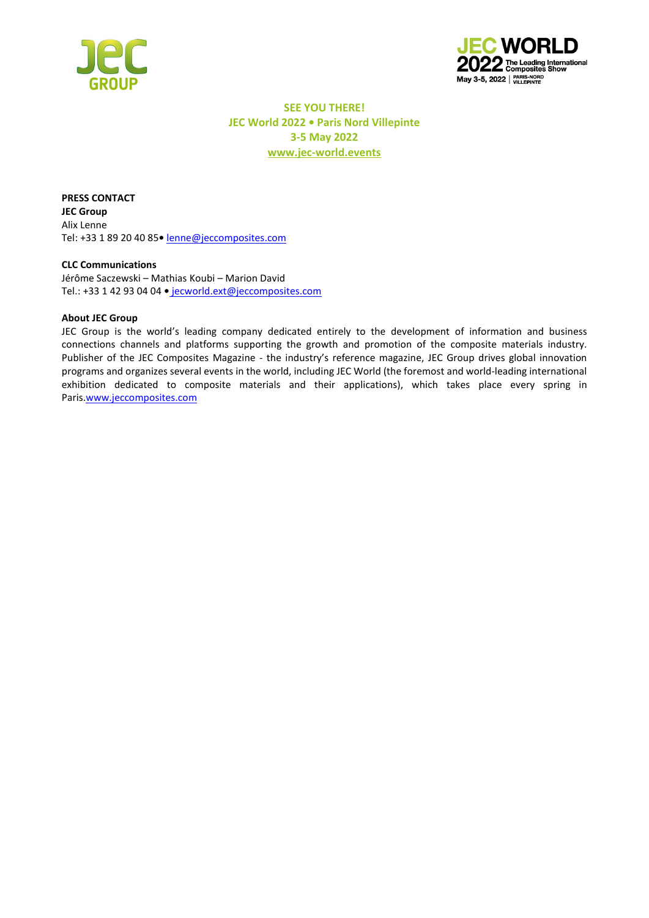**SEE YOU THERE!**
**JEC World 2022 • Paris Nord Villepinte**
**3-5 May 2022**
**www.jec-world.events**

**PRESS CONTACT**
**JEC Group**
Alix Lenne
Tel: +33 1 89 20 40 85• lenne@jeccomposites.com

**CLC Communications**
Jérôme Saczewski – Mathias Koubi – Marion David
Tel.: +33 1 42 93 04 04 • jecworld.ext@jeccomposites.com

**About JEC Group**
JEC Group is the world's leading company dedicated entirely to the development of information and business connections channels and platforms supporting the growth and promotion of the composite materials industry. Publisher of the JEC Composites Magazine - the industry's reference magazine, JEC Group drives global innovation programs and organizes several events in the world, including JEC World (the foremost and world-leading international exhibition dedicated to composite materials and their applications), which takes place every spring in Paris.www.jeccomposites.com